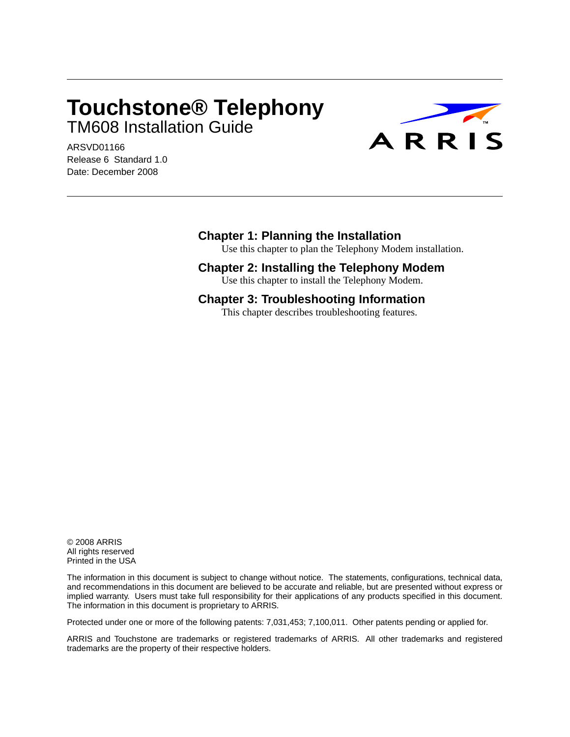# Touchstone® Telephony

## TM608 Installation Guide

ARSVD01166
Release 6 Standard 1.0
Date: December 2008

ARRIS™

### Chapter 1: Planning the Installation

Use this chapter to plan the Telephony Modem installation.

### Chapter 2: Installing the Telephony Modem

Use this chapter to install the Telephony Modem.

### Chapter 3: Troubleshooting Information

This chapter describes troubleshooting features.

© 2008 ARRIS
All rights reserved
Printed in the USA

The information in this document is subject to change without notice. The statements, configurations, technical data, and recommendations in this document are believed to be accurate and reliable, but are presented without express or implied warranty. Users must take full responsibility for their applications of any products specified in this document. The information in this document is proprietary to ARRIS.

Protected under one or more of the following patents: 7,031,453; 7,100,011. Other patents pending or applied for.

ARRIS and Touchstone are trademarks or registered trademarks of ARRIS. All other trademarks and registered trademarks are the property of their respective holders.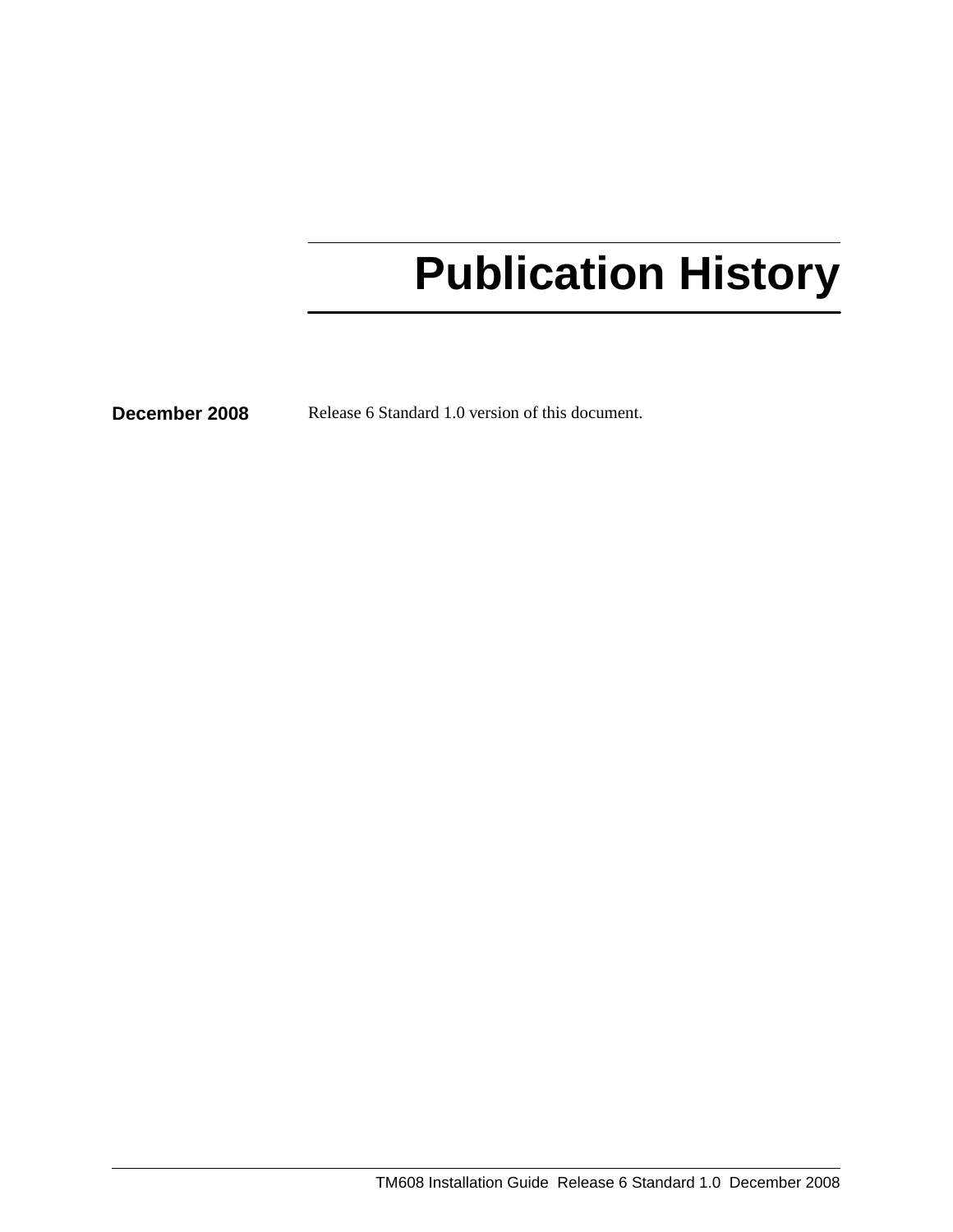# Publication History

**December 2008** Release 6 Standard 1.0 version of this document.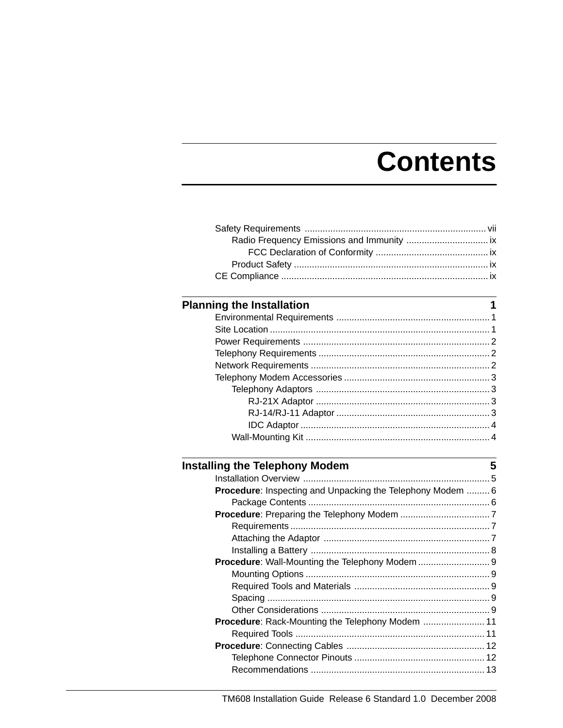# Contents

Safety Requirements ....................................................................... vii

Radio Frequency Emissions and Immunity ................................ ix

FCC Declaration of Conformity ............................................ ix

Product Safety ............................................................................ ix

CE Compliance ................................................................................. ix

## Planning the Installation 1

Environmental Requirements ............................................................ 1

Site Location ...................................................................................... 1

Power Requirements ......................................................................... 2

Telephony Requirements ................................................................... 2

Network Requirements ...................................................................... 2

Telephony Modem Accessories ......................................................... 3

Telephony Adaptors .................................................................... 3

RJ-21X Adaptor .................................................................... 3

RJ-14/RJ-11 Adaptor ............................................................ 3

IDC Adaptor .......................................................................... 4

Wall-Mounting Kit ........................................................................ 4

## Installing the Telephony Modem 5

Installation Overview ......................................................................... 5

**Procedure**: Inspecting and Unpacking the Telephony Modem ......... 6

Package Contents ....................................................................... 6

**Procedure**: Preparing the Telephony Modem ................................... 7

Requirements .............................................................................. 7

Attaching the Adaptor ................................................................. 7

Installing a Battery ...................................................................... 8

**Procedure**: Wall-Mounting the Telephony Modem ............................ 9

Mounting Options ........................................................................ 9

Required Tools and Materials ..................................................... 9

Spacing ....................................................................................... 9

Other Considerations .................................................................. 9

**Procedure**: Rack-Mounting the Telephony Modem ........................ 11

Required Tools .......................................................................... 11

**Procedure**: Connecting Cables ...................................................... 12

Telephone Connector Pinouts ................................................... 12

Recommendations .................................................................... 13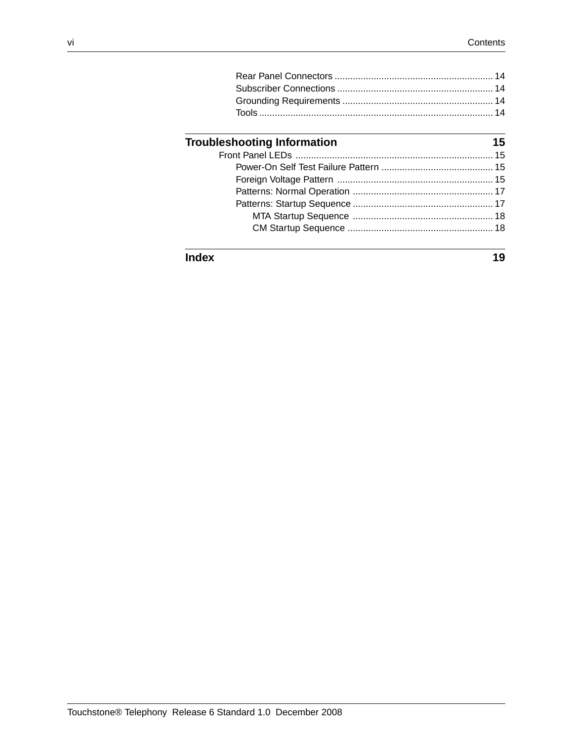Rear Panel Connectors ............................................................ 14
Subscriber Connections ........................................................... 14
Grounding Requirements .......................................................... 14
Tools ......................................................................................... 14

## Troubleshooting Information 15

Front Panel LEDs ........................................................................... 15
Power-On Self Test Failure Pattern ........................................... 15
Foreign Voltage Pattern ............................................................ 15
Patterns: Normal Operation ...................................................... 17
Patterns: Startup Sequence ...................................................... 17
MTA Startup Sequence ...................................................... 18
CM Startup Sequence ........................................................ 18

## Index 19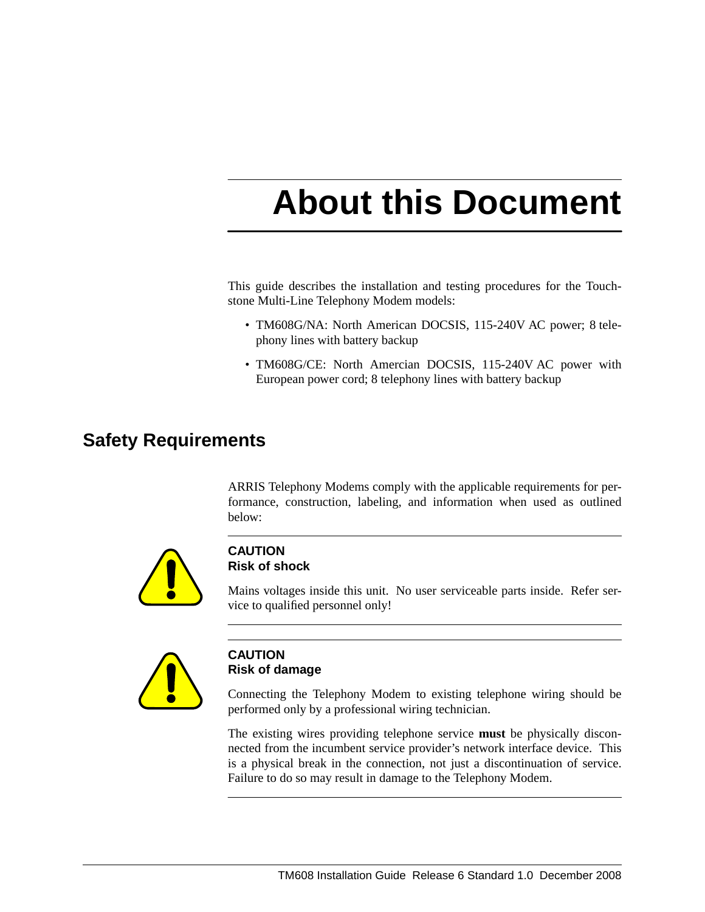# About this Document

This guide describes the installation and testing procedures for the Touchstone Multi-Line Telephony Modem models:

- TM608G/NA: North American DOCSIS, 115-240V AC power; 8 telephony lines with battery backup
- TM608G/CE: North Amercian DOCSIS, 115-240V AC power with European power cord; 8 telephony lines with battery backup

## Safety Requirements

ARRIS Telephony Modems comply with the applicable requirements for performance, construction, labeling, and information when used as outlined below:

**CAUTION**
**Risk of shock**

Mains voltages inside this unit. No user serviceable parts inside. Refer service to qualified personnel only!

**CAUTION**
**Risk of damage**

Connecting the Telephony Modem to existing telephone wiring should be performed only by a professional wiring technician.

The existing wires providing telephone service **must** be physically disconnected from the incumbent service provider's network interface device. This is a physical break in the connection, not just a discontinuation of service. Failure to do so may result in damage to the Telephony Modem.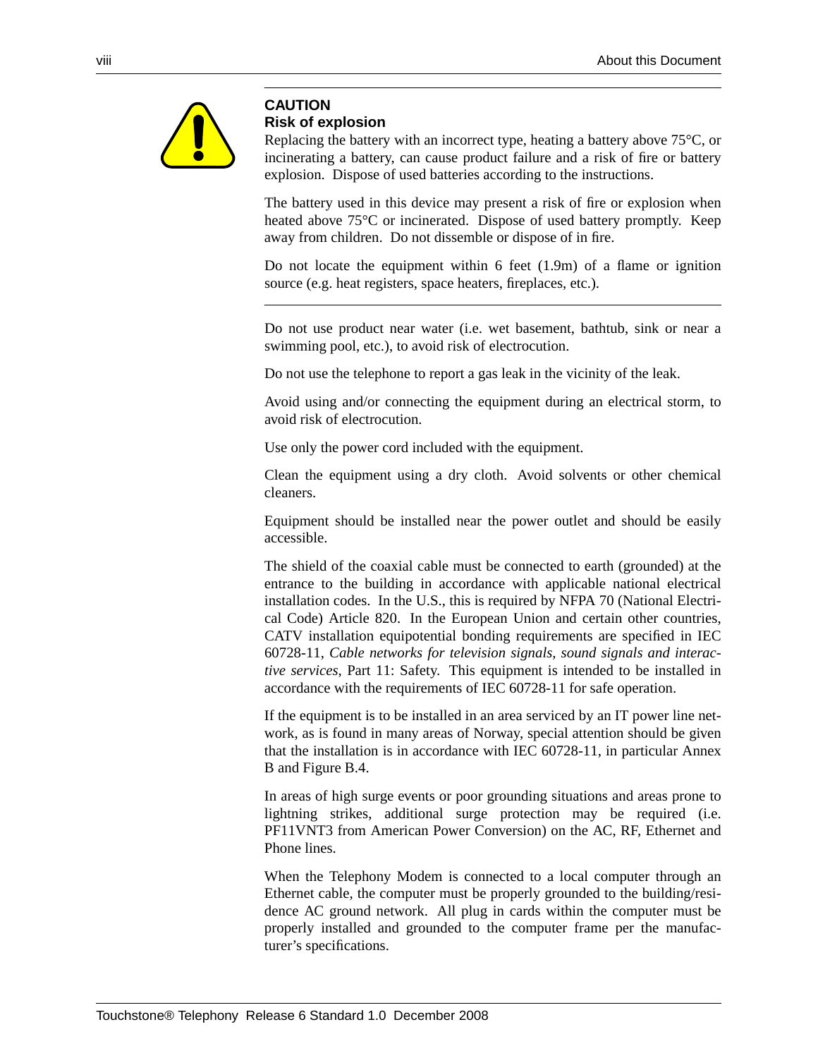**CAUTION**
**Risk of explosion**

Replacing the battery with an incorrect type, heating a battery above 75°C, or incinerating a battery, can cause product failure and a risk of fire or battery explosion. Dispose of used batteries according to the instructions.

The battery used in this device may present a risk of fire or explosion when heated above 75°C or incinerated. Dispose of used battery promptly. Keep away from children. Do not dissemble or dispose of in fire.

Do not locate the equipment within 6 feet (1.9m) of a flame or ignition source (e.g. heat registers, space heaters, fireplaces, etc.).

---

Do not use product near water (i.e. wet basement, bathtub, sink or near a swimming pool, etc.), to avoid risk of electrocution.

Do not use the telephone to report a gas leak in the vicinity of the leak.

Avoid using and/or connecting the equipment during an electrical storm, to avoid risk of electrocution.

Use only the power cord included with the equipment.

Clean the equipment using a dry cloth. Avoid solvents or other chemical cleaners.

Equipment should be installed near the power outlet and should be easily accessible.

The shield of the coaxial cable must be connected to earth (grounded) at the entrance to the building in accordance with applicable national electrical installation codes. In the U.S., this is required by NFPA 70 (National Electrical Code) Article 820. In the European Union and certain other countries, CATV installation equipotential bonding requirements are specified in IEC 60728-11, *Cable networks for television signals, sound signals and interactive services*, Part 11: Safety. This equipment is intended to be installed in accordance with the requirements of IEC 60728-11 for safe operation.

If the equipment is to be installed in an area serviced by an IT power line network, as is found in many areas of Norway, special attention should be given that the installation is in accordance with IEC 60728-11, in particular Annex B and Figure B.4.

In areas of high surge events or poor grounding situations and areas prone to lightning strikes, additional surge protection may be required (i.e. PF11VNT3 from American Power Conversion) on the AC, RF, Ethernet and Phone lines.

When the Telephony Modem is connected to a local computer through an Ethernet cable, the computer must be properly grounded to the building/residence AC ground network. All plug in cards within the computer must be properly installed and grounded to the computer frame per the manufacturer's specifications.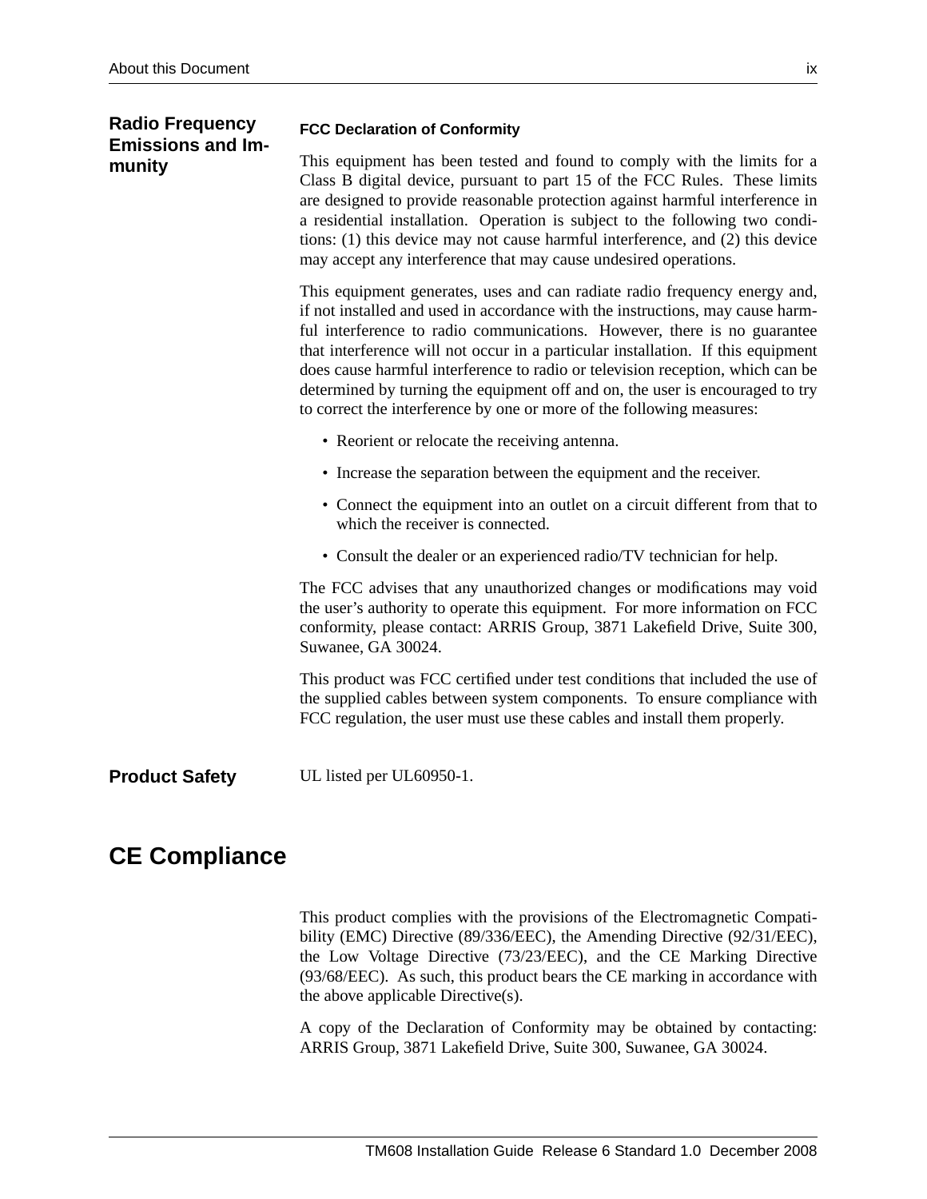## Radio Frequency Emissions and Immunity

### FCC Declaration of Conformity

This equipment has been tested and found to comply with the limits for a Class B digital device, pursuant to part 15 of the FCC Rules. These limits are designed to provide reasonable protection against harmful interference in a residential installation. Operation is subject to the following two conditions: (1) this device may not cause harmful interference, and (2) this device may accept any interference that may cause undesired operations.

This equipment generates, uses and can radiate radio frequency energy and, if not installed and used in accordance with the instructions, may cause harmful interference to radio communications. However, there is no guarantee that interference will not occur in a particular installation. If this equipment does cause harmful interference to radio or television reception, which can be determined by turning the equipment off and on, the user is encouraged to try to correct the interference by one or more of the following measures:

- Reorient or relocate the receiving antenna.
- Increase the separation between the equipment and the receiver.
- Connect the equipment into an outlet on a circuit different from that to which the receiver is connected.
- Consult the dealer or an experienced radio/TV technician for help.

The FCC advises that any unauthorized changes or modifications may void the user's authority to operate this equipment. For more information on FCC conformity, please contact: ARRIS Group, 3871 Lakefield Drive, Suite 300, Suwanee, GA 30024.

This product was FCC certified under test conditions that included the use of the supplied cables between system components. To ensure compliance with FCC regulation, the user must use these cables and install them properly.

## Product Safety

UL listed per UL60950-1.

# CE Compliance

This product complies with the provisions of the Electromagnetic Compatibility (EMC) Directive (89/336/EEC), the Amending Directive (92/31/EEC), the Low Voltage Directive (73/23/EEC), and the CE Marking Directive (93/68/EEC). As such, this product bears the CE marking in accordance with the above applicable Directive(s).

A copy of the Declaration of Conformity may be obtained by contacting: ARRIS Group, 3871 Lakefield Drive, Suite 300, Suwanee, GA 30024.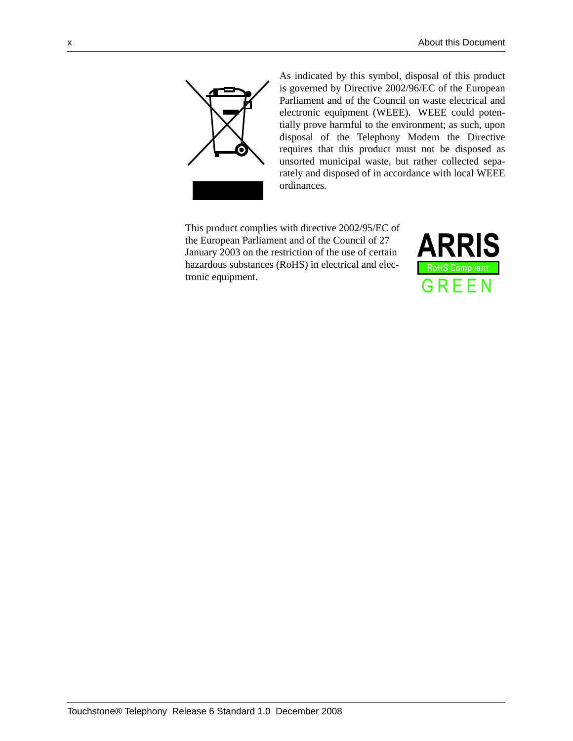As indicated by this symbol, disposal of this product is governed by Directive 2002/96/EC of the European Parliament and of the Council on waste electrical and electronic equipment (WEEE). WEEE could potentially prove harmful to the environment; as such, upon disposal of the Telephony Modem the Directive requires that this product must not be disposed as unsorted municipal waste, but rather collected separately and disposed of in accordance with local WEEE ordinances.

This product complies with directive 2002/95/EC of the European Parliament and of the Council of 27 January 2003 on the restriction of the use of certain hazardous substances (RoHS) in electrical and electronic equipment.

ARRIS
RoHS Compliant
GREEN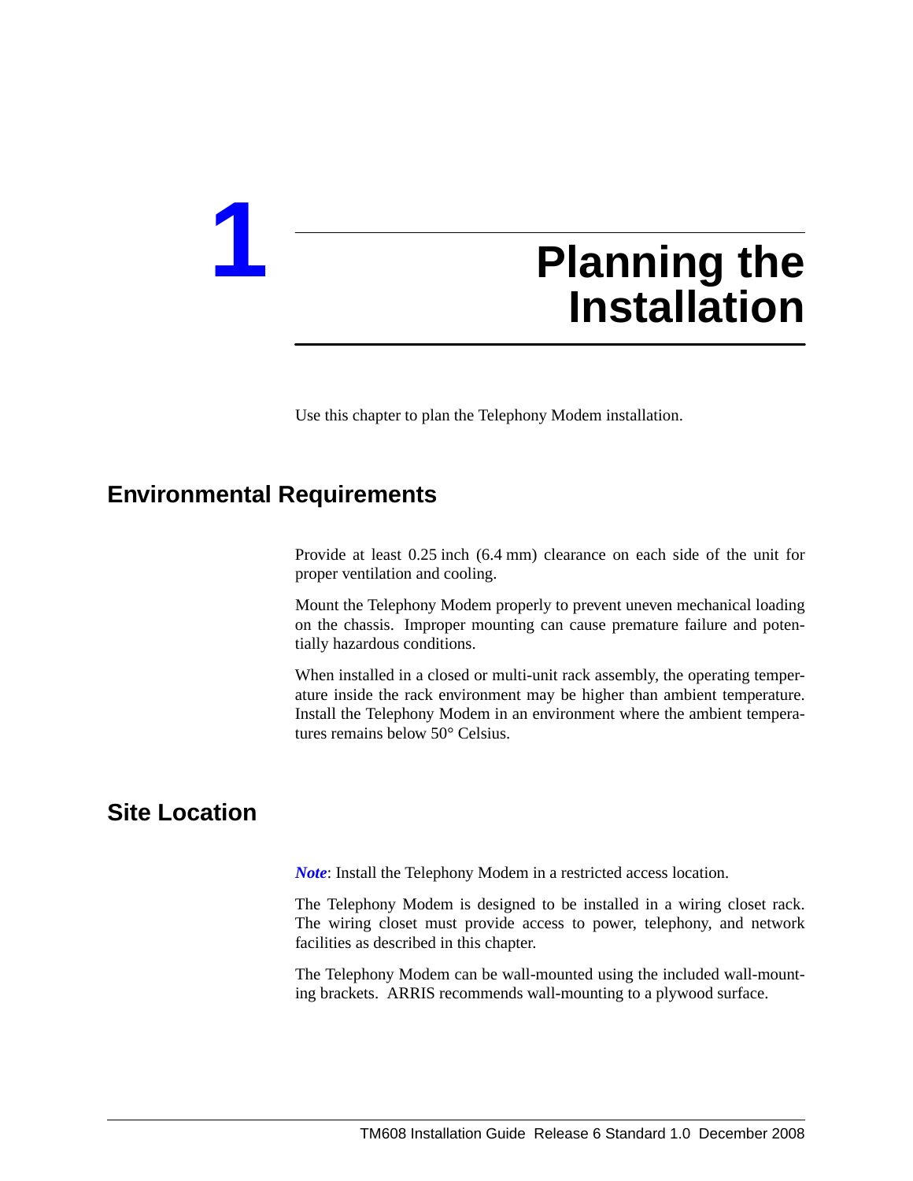# 1 Planning the Installation

Use this chapter to plan the Telephony Modem installation.

## Environmental Requirements

Provide at least 0.25 inch (6.4 mm) clearance on each side of the unit for proper ventilation and cooling.

Mount the Telephony Modem properly to prevent uneven mechanical loading on the chassis. Improper mounting can cause premature failure and potentially hazardous conditions.

When installed in a closed or multi-unit rack assembly, the operating temperature inside the rack environment may be higher than ambient temperature. Install the Telephony Modem in an environment where the ambient temperatures remains below 50° Celsius.

## Site Location

***Note***: Install the Telephony Modem in a restricted access location.

The Telephony Modem is designed to be installed in a wiring closet rack. The wiring closet must provide access to power, telephony, and network facilities as described in this chapter.

The Telephony Modem can be wall-mounted using the included wall-mounting brackets. ARRIS recommends wall-mounting to a plywood surface.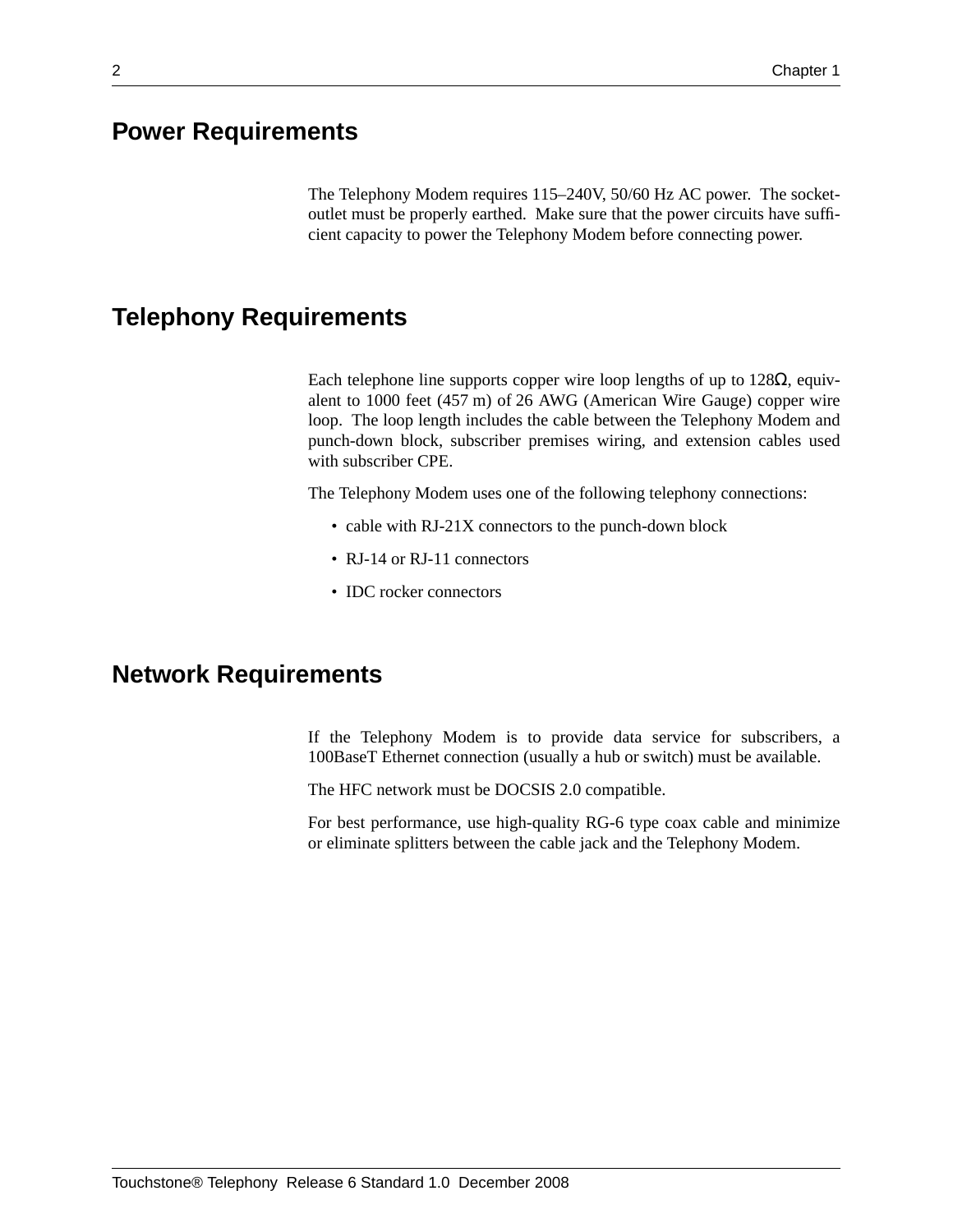## Power Requirements

The Telephony Modem requires 115–240V, 50/60 Hz AC power. The socket-outlet must be properly earthed. Make sure that the power circuits have sufficient capacity to power the Telephony Modem before connecting power.

## Telephony Requirements

Each telephone line supports copper wire loop lengths of up to 128Ω, equivalent to 1000 feet (457 m) of 26 AWG (American Wire Gauge) copper wire loop. The loop length includes the cable between the Telephony Modem and punch-down block, subscriber premises wiring, and extension cables used with subscriber CPE.

The Telephony Modem uses one of the following telephony connections:

- cable with RJ-21X connectors to the punch-down block
- RJ-14 or RJ-11 connectors
- IDC rocker connectors

## Network Requirements

If the Telephony Modem is to provide data service for subscribers, a 100BaseT Ethernet connection (usually a hub or switch) must be available.

The HFC network must be DOCSIS 2.0 compatible.

For best performance, use high-quality RG-6 type coax cable and minimize or eliminate splitters between the cable jack and the Telephony Modem.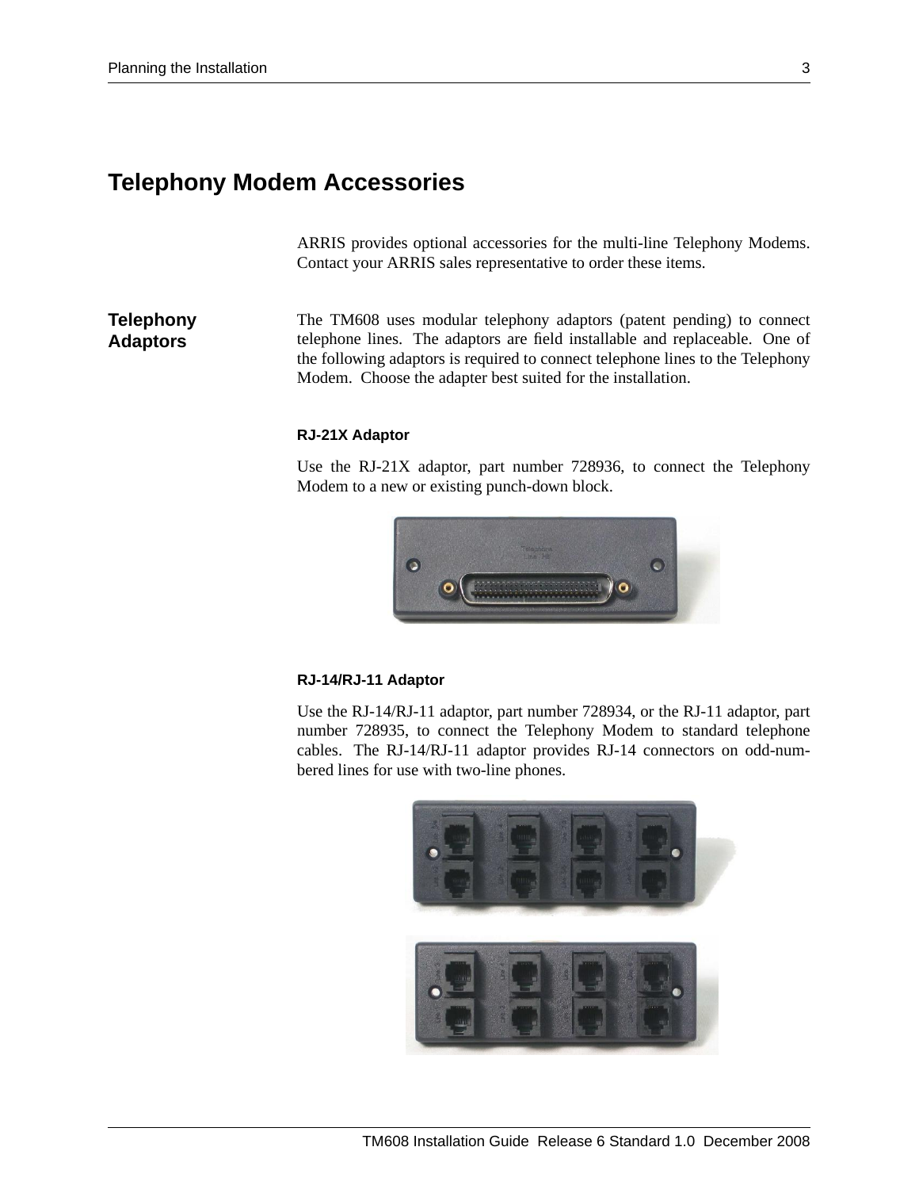# Telephony Modem Accessories

ARRIS provides optional accessories for the multi-line Telephony Modems. Contact your ARRIS sales representative to order these items.

## Telephony Adaptors

The TM608 uses modular telephony adaptors (patent pending) to connect telephone lines. The adaptors are field installable and replaceable. One of the following adaptors is required to connect telephone lines to the Telephony Modem. Choose the adapter best suited for the installation.

### RJ-21X Adaptor

Use the RJ-21X adaptor, part number 728936, to connect the Telephony Modem to a new or existing punch-down block.

### RJ-14/RJ-11 Adaptor

Use the RJ-14/RJ-11 adaptor, part number 728934, or the RJ-11 adaptor, part number 728935, to connect the Telephony Modem to standard telephone cables. The RJ-14/RJ-11 adaptor provides RJ-14 connectors on odd-numbered lines for use with two-line phones.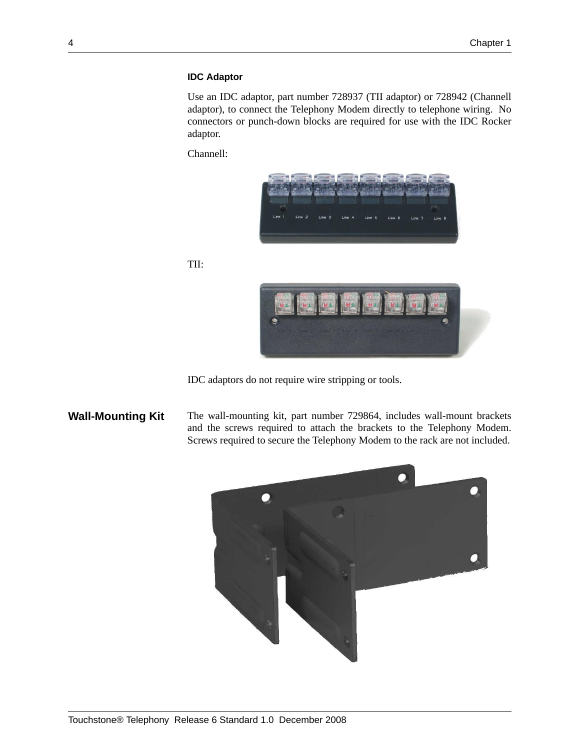### IDC Adaptor

Use an IDC adaptor, part number 728937 (TII adaptor) or 728942 (Channell adaptor), to connect the Telephony Modem directly to telephone wiring. No connectors or punch-down blocks are required for use with the IDC Rocker adaptor.

Channell:

TII:

IDC adaptors do not require wire stripping or tools.

## Wall-Mounting Kit

The wall-mounting kit, part number 729864, includes wall-mount brackets and the screws required to attach the brackets to the Telephony Modem. Screws required to secure the Telephony Modem to the rack are not included.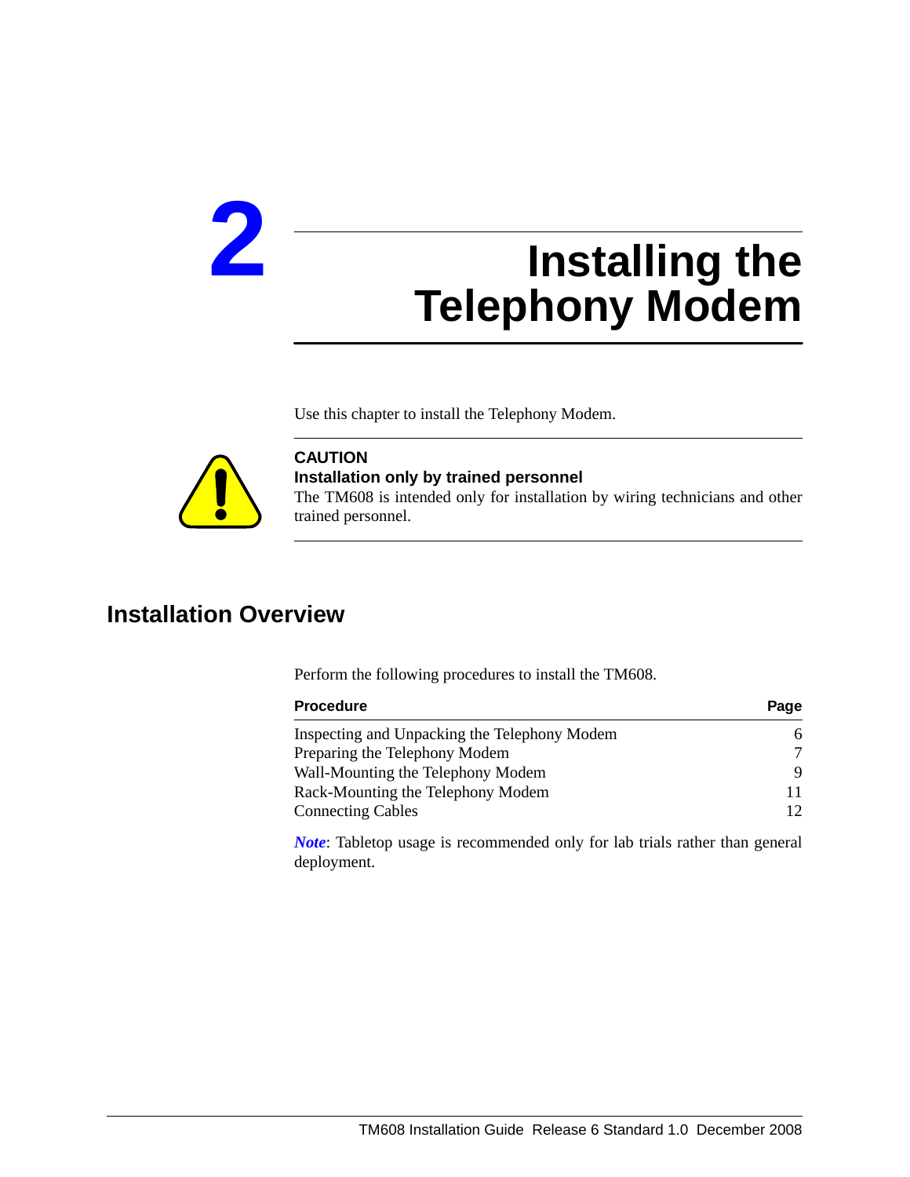# 2 Installing the Telephony Modem

Use this chapter to install the Telephony Modem.

**CAUTION**
**Installation only by trained personnel**
The TM608 is intended only for installation by wiring technicians and other trained personnel.

## Installation Overview

Perform the following procedures to install the TM608.

| Procedure | Page |
|---|---|
| Inspecting and Unpacking the Telephony Modem | 6 |
| Preparing the Telephony Modem | 7 |
| Wall-Mounting the Telephony Modem | 9 |
| Rack-Mounting the Telephony Modem | 11 |
| Connecting Cables | 12 |

***Note***: Tabletop usage is recommended only for lab trials rather than general deployment.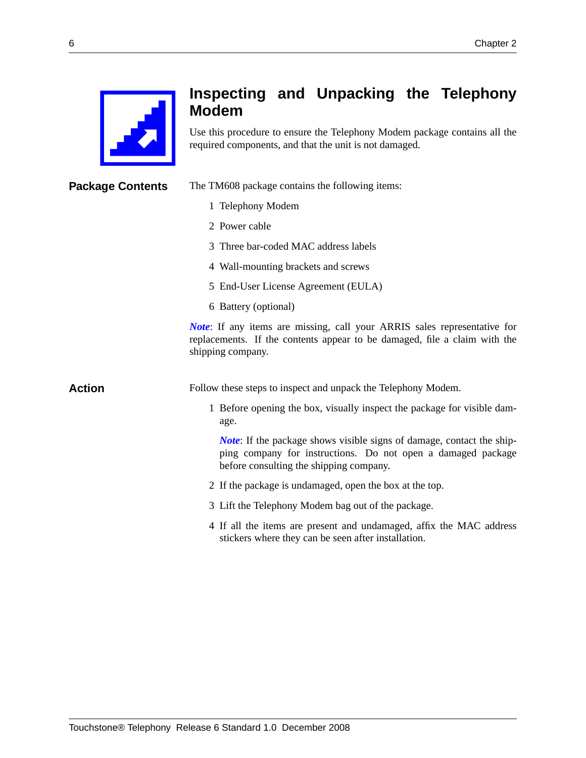# Inspecting and Unpacking the Telephony Modem

Use this procedure to ensure the Telephony Modem package contains all the required components, and that the unit is not damaged.

## Package Contents

The TM608 package contains the following items:

1. Telephony Modem
2. Power cable
3. Three bar-coded MAC address labels
4. Wall-mounting brackets and screws
5. End-User License Agreement (EULA)
6. Battery (optional)

***Note***: If any items are missing, call your ARRIS sales representative for replacements. If the contents appear to be damaged, file a claim with the shipping company.

## Action

Follow these steps to inspect and unpack the Telephony Modem.

1. Before opening the box, visually inspect the package for visible damage.

   ***Note***: If the package shows visible signs of damage, contact the shipping company for instructions. Do not open a damaged package before consulting the shipping company.

2. If the package is undamaged, open the box at the top.
3. Lift the Telephony Modem bag out of the package.
4. If all the items are present and undamaged, affix the MAC address stickers where they can be seen after installation.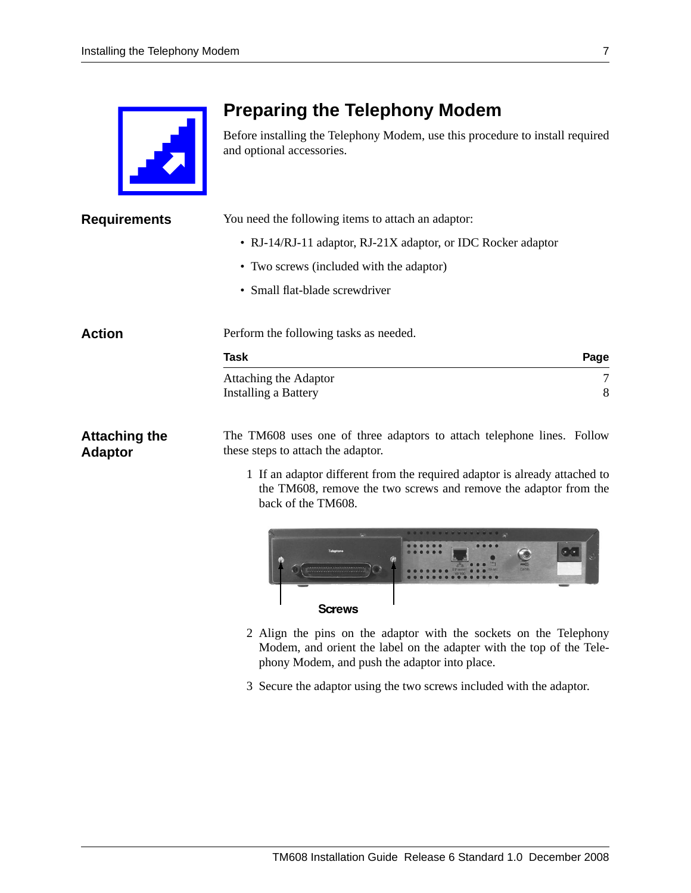# Preparing the Telephony Modem

Before installing the Telephony Modem, use this procedure to install required and optional accessories.

## Requirements

You need the following items to attach an adaptor:

- RJ-14/RJ-11 adaptor, RJ-21X adaptor, or IDC Rocker adaptor
- Two screws (included with the adaptor)
- Small flat-blade screwdriver

## Action

Perform the following tasks as needed.

| Task | Page |
|---|---|
| Attaching the Adaptor | 7 |
| Installing a Battery | 8 |

## Attaching the Adaptor

The TM608 uses one of three adaptors to attach telephone lines. Follow these steps to attach the adaptor.

1. If an adaptor different from the required adaptor is already attached to the TM608, remove the two screws and remove the adaptor from the back of the TM608.

Screws

2. Align the pins on the adaptor with the sockets on the Telephony Modem, and orient the label on the adapter with the top of the Telephony Modem, and push the adaptor into place.
3. Secure the adaptor using the two screws included with the adaptor.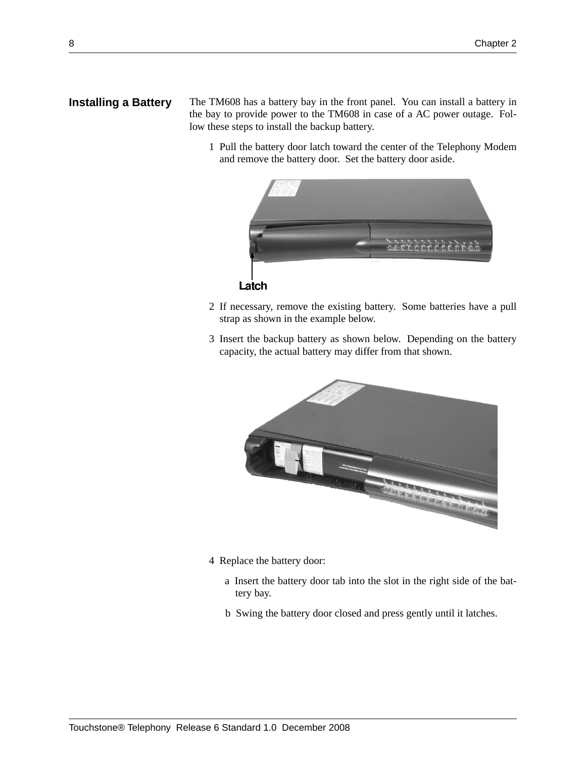## Installing a Battery

The TM608 has a battery bay in the front panel. You can install a battery in the bay to provide power to the TM608 in case of a AC power outage. Follow these steps to install the backup battery.

1. Pull the battery door latch toward the center of the Telephony Modem and remove the battery door. Set the battery door aside.

   Latch

2. If necessary, remove the existing battery. Some batteries have a pull strap as shown in the example below.
3. Insert the backup battery as shown below. Depending on the battery capacity, the actual battery may differ from that shown.
4. Replace the battery door:
   a. Insert the battery door tab into the slot in the right side of the battery bay.
   b. Swing the battery door closed and press gently until it latches.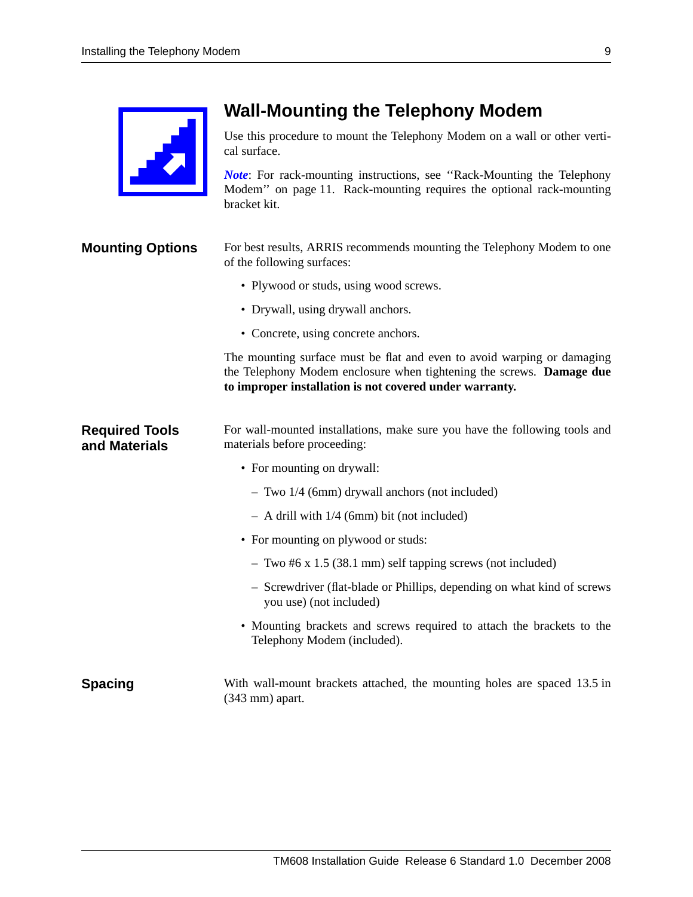# Wall-Mounting the Telephony Modem

Use this procedure to mount the Telephony Modem on a wall or other vertical surface.

***Note***: For rack-mounting instructions, see ''Rack-Mounting the Telephony Modem'' on page 11. Rack-mounting requires the optional rack-mounting bracket kit.

## Mounting Options

For best results, ARRIS recommends mounting the Telephony Modem to one of the following surfaces:

- Plywood or studs, using wood screws.
- Drywall, using drywall anchors.
- Concrete, using concrete anchors.

The mounting surface must be flat and even to avoid warping or damaging the Telephony Modem enclosure when tightening the screws. **Damage due to improper installation is not covered under warranty.**

## Required Tools and Materials

For wall-mounted installations, make sure you have the following tools and materials before proceeding:

- For mounting on drywall:
  - Two 1/4 (6mm) drywall anchors (not included)
  - A drill with 1/4 (6mm) bit (not included)
- For mounting on plywood or studs:
  - Two #6 x 1.5 (38.1 mm) self tapping screws (not included)
  - Screwdriver (flat-blade or Phillips, depending on what kind of screws you use) (not included)
- Mounting brackets and screws required to attach the brackets to the Telephony Modem (included).

## Spacing

With wall-mount brackets attached, the mounting holes are spaced 13.5 in (343 mm) apart.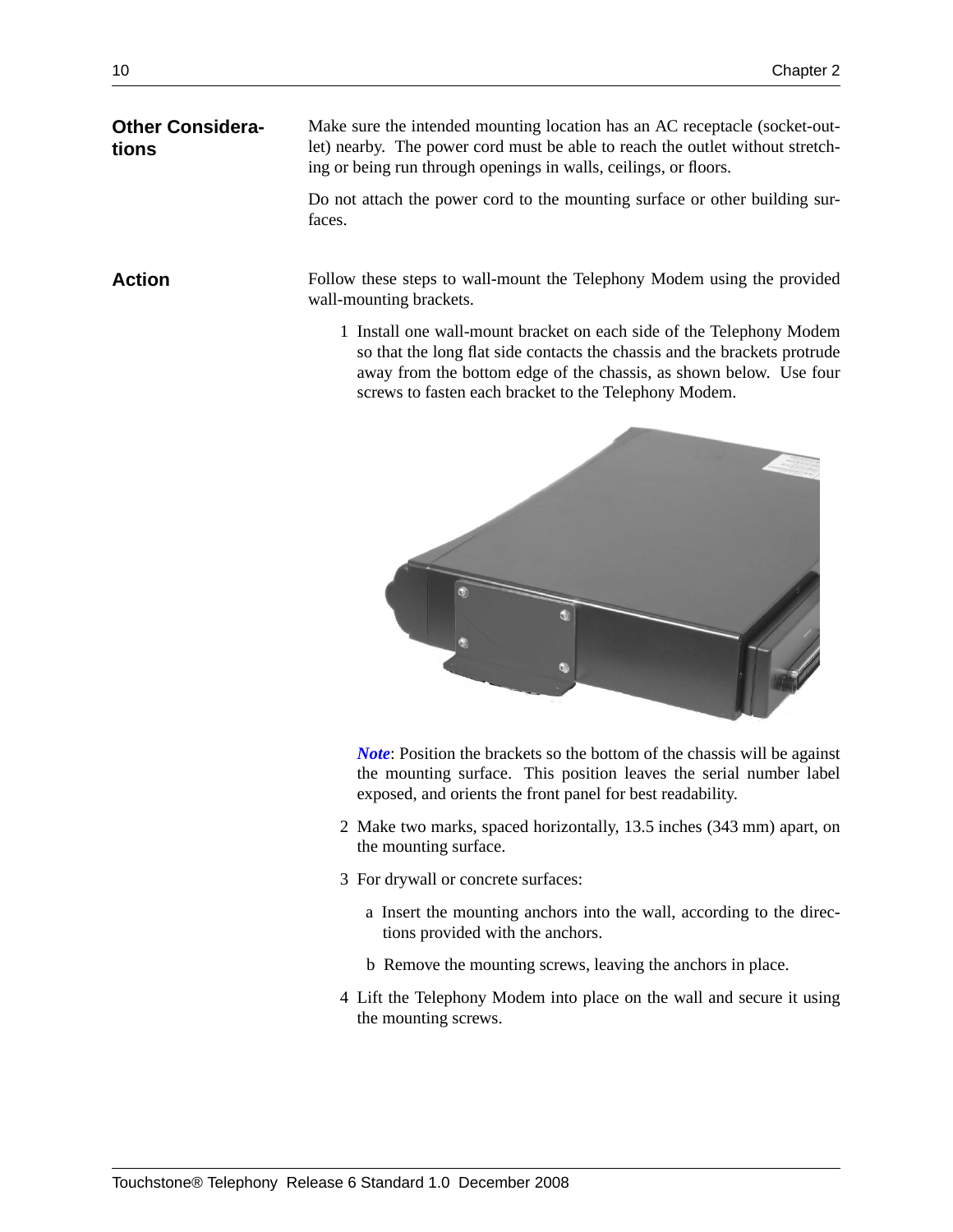## Other Considerations

Make sure the intended mounting location has an AC receptacle (socket-outlet) nearby. The power cord must be able to reach the outlet without stretching or being run through openings in walls, ceilings, or floors.

Do not attach the power cord to the mounting surface or other building surfaces.

## Action

Follow these steps to wall-mount the Telephony Modem using the provided wall-mounting brackets.

1. Install one wall-mount bracket on each side of the Telephony Modem so that the long flat side contacts the chassis and the brackets protrude away from the bottom edge of the chassis, as shown below. Use four screws to fasten each bracket to the Telephony Modem.

   ***Note***: Position the brackets so the bottom of the chassis will be against the mounting surface. This position leaves the serial number label exposed, and orients the front panel for best readability.

2. Make two marks, spaced horizontally, 13.5 inches (343 mm) apart, on the mounting surface.
3. For drywall or concrete surfaces:
   a. Insert the mounting anchors into the wall, according to the directions provided with the anchors.
   b. Remove the mounting screws, leaving the anchors in place.
4. Lift the Telephony Modem into place on the wall and secure it using the mounting screws.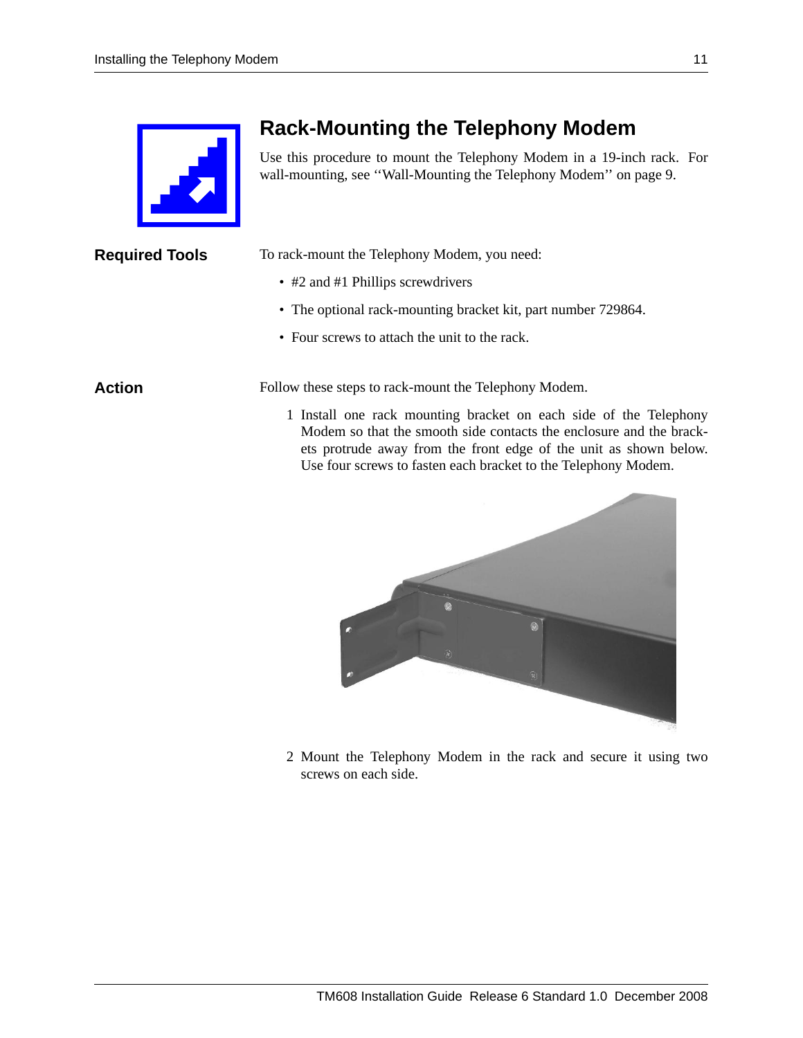# Rack-Mounting the Telephony Modem

Use this procedure to mount the Telephony Modem in a 19-inch rack. For wall-mounting, see ''Wall-Mounting the Telephony Modem'' on page 9.

## Required Tools

To rack-mount the Telephony Modem, you need:

- #2 and #1 Phillips screwdrivers
- The optional rack-mounting bracket kit, part number 729864.
- Four screws to attach the unit to the rack.

## Action

Follow these steps to rack-mount the Telephony Modem.

1. Install one rack mounting bracket on each side of the Telephony Modem so that the smooth side contacts the enclosure and the brackets protrude away from the front edge of the unit as shown below. Use four screws to fasten each bracket to the Telephony Modem.

2. Mount the Telephony Modem in the rack and secure it using two screws on each side.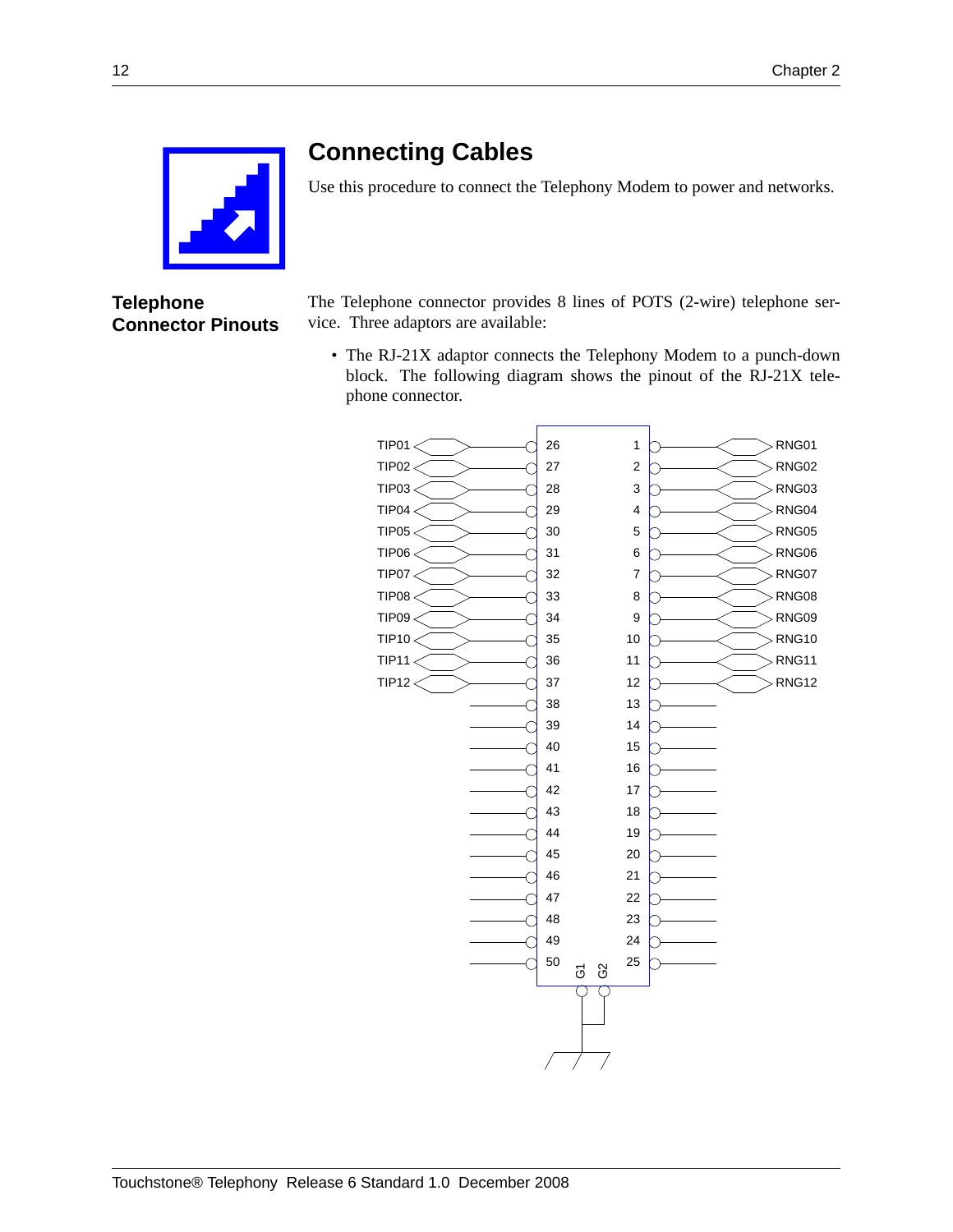# Connecting Cables

Use this procedure to connect the Telephony Modem to power and networks.

## Telephone Connector Pinouts

The Telephone connector provides 8 lines of POTS (2-wire) telephone service. Three adaptors are available:

- The RJ-21X adaptor connects the Telephony Modem to a punch-down block. The following diagram shows the pinout of the RJ-21X telephone connector.

| Signal | Pin | Pin | Signal |
|---|---|---|---|
| TIP01 | 26 | 1 | RNG01 |
| TIP02 | 27 | 2 | RNG02 |
| TIP03 | 28 | 3 | RNG03 |
| TIP04 | 29 | 4 | RNG04 |
| TIP05 | 30 | 5 | RNG05 |
| TIP06 | 31 | 6 | RNG06 |
| TIP07 | 32 | 7 | RNG07 |
| TIP08 | 33 | 8 | RNG08 |
| TIP09 | 34 | 9 | RNG09 |
| TIP10 | 35 | 10 | RNG10 |
| TIP11 | 36 | 11 | RNG11 |
| TIP12 | 37 | 12 | RNG12 |
| | 38 | 13 | |
| | 39 | 14 | |
| | 40 | 15 | |
| | 41 | 16 | |
| | 42 | 17 | |
| | 43 | 18 | |
| | 44 | 19 | |
| | 45 | 20 | |
| | 46 | 21 | |
| | 47 | 22 | |
| | 48 | 23 | |
| | 49 | 24 | |
| | 50 | 25 | |

G1, G2: ground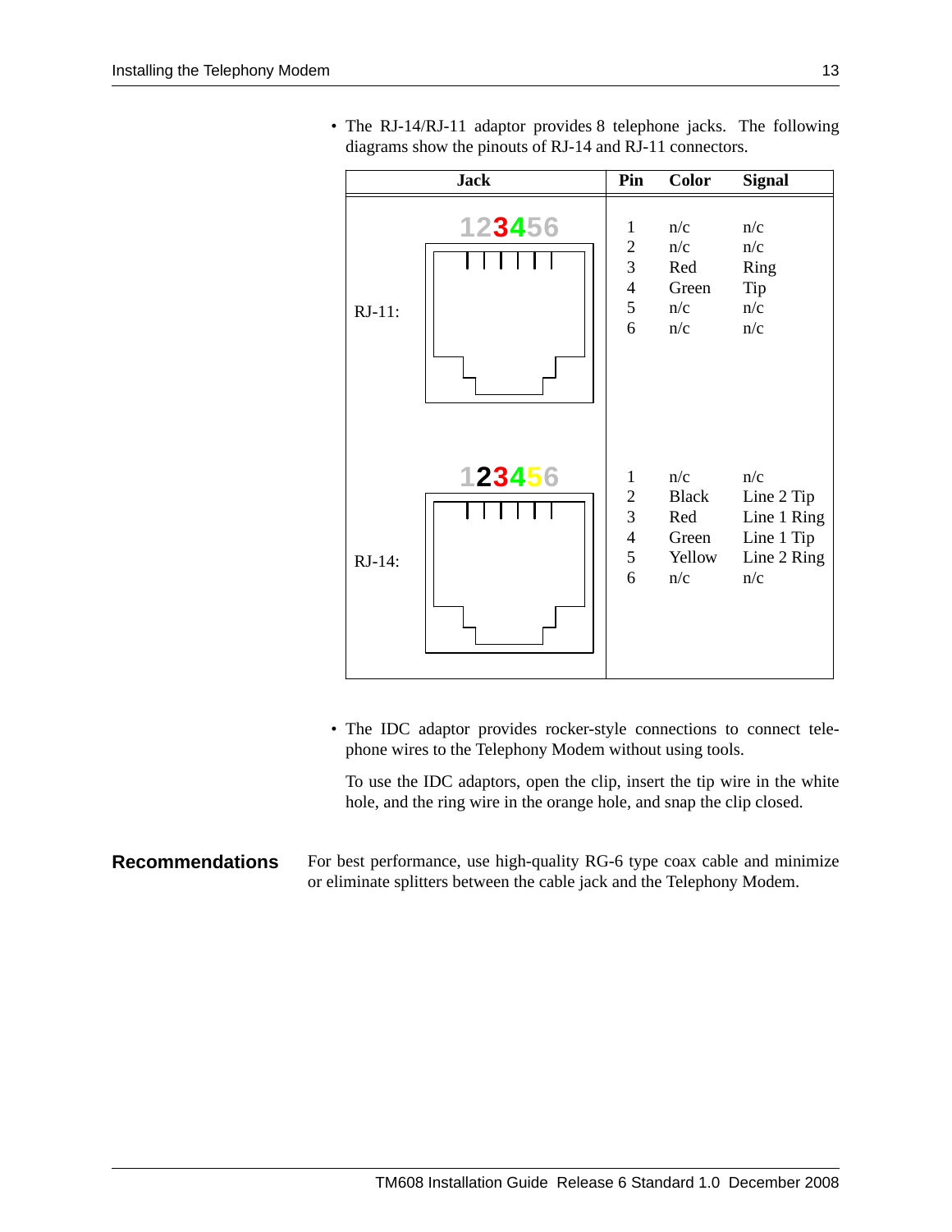- The RJ-14/RJ-11 adaptor provides 8 telephone jacks. The following diagrams show the pinouts of RJ-14 and RJ-11 connectors.

| Jack | Pin | Color | Signal |
|---|---|---|---|
| RJ-11: (123456) | 1 | n/c | n/c |
| | 2 | n/c | n/c |
| | 3 | Red | Ring |
| | 4 | Green | Tip |
| | 5 | n/c | n/c |
| | 6 | n/c | n/c |
| RJ-14: (123456) | 1 | n/c | n/c |
| | 2 | Black | Line 2 Tip |
| | 3 | Red | Line 1 Ring |
| | 4 | Green | Line 1 Tip |
| | 5 | Yellow | Line 2 Ring |
| | 6 | n/c | n/c |

- The IDC adaptor provides rocker-style connections to connect telephone wires to the Telephony Modem without using tools.

  To use the IDC adaptors, open the clip, insert the tip wire in the white hole, and the ring wire in the orange hole, and snap the clip closed.

## Recommendations

For best performance, use high-quality RG-6 type coax cable and minimize or eliminate splitters between the cable jack and the Telephony Modem.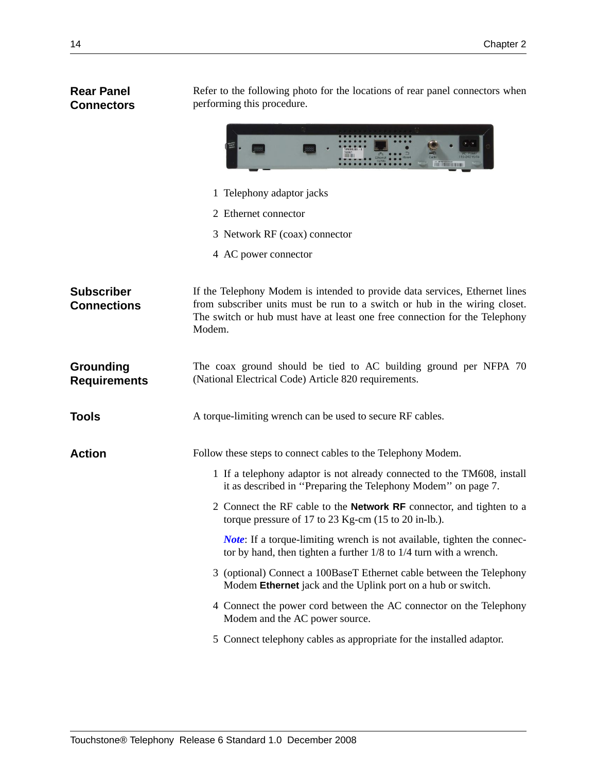## Rear Panel Connectors

Refer to the following photo for the locations of rear panel connectors when performing this procedure.

1 Telephony adaptor jacks

2 Ethernet connector

3 Network RF (coax) connector

4 AC power connector

## Subscriber Connections

If the Telephony Modem is intended to provide data services, Ethernet lines from subscriber units must be run to a switch or hub in the wiring closet. The switch or hub must have at least one free connection for the Telephony Modem.

## Grounding Requirements

The coax ground should be tied to AC building ground per NFPA 70 (National Electrical Code) Article 820 requirements.

## Tools

A torque-limiting wrench can be used to secure RF cables.

## Action

Follow these steps to connect cables to the Telephony Modem.

1 If a telephony adaptor is not already connected to the TM608, install it as described in ‘‘Preparing the Telephony Modem’’ on page 7.

2 Connect the RF cable to the **Network RF** connector, and tighten to a torque pressure of 17 to 23 Kg-cm (15 to 20 in-lb.).

   ***Note***: If a torque-limiting wrench is not available, tighten the connector by hand, then tighten a further 1/8 to 1/4 turn with a wrench.

3 (optional) Connect a 100BaseT Ethernet cable between the Telephony Modem **Ethernet** jack and the Uplink port on a hub or switch.

4 Connect the power cord between the AC connector on the Telephony Modem and the AC power source.

5 Connect telephony cables as appropriate for the installed adaptor.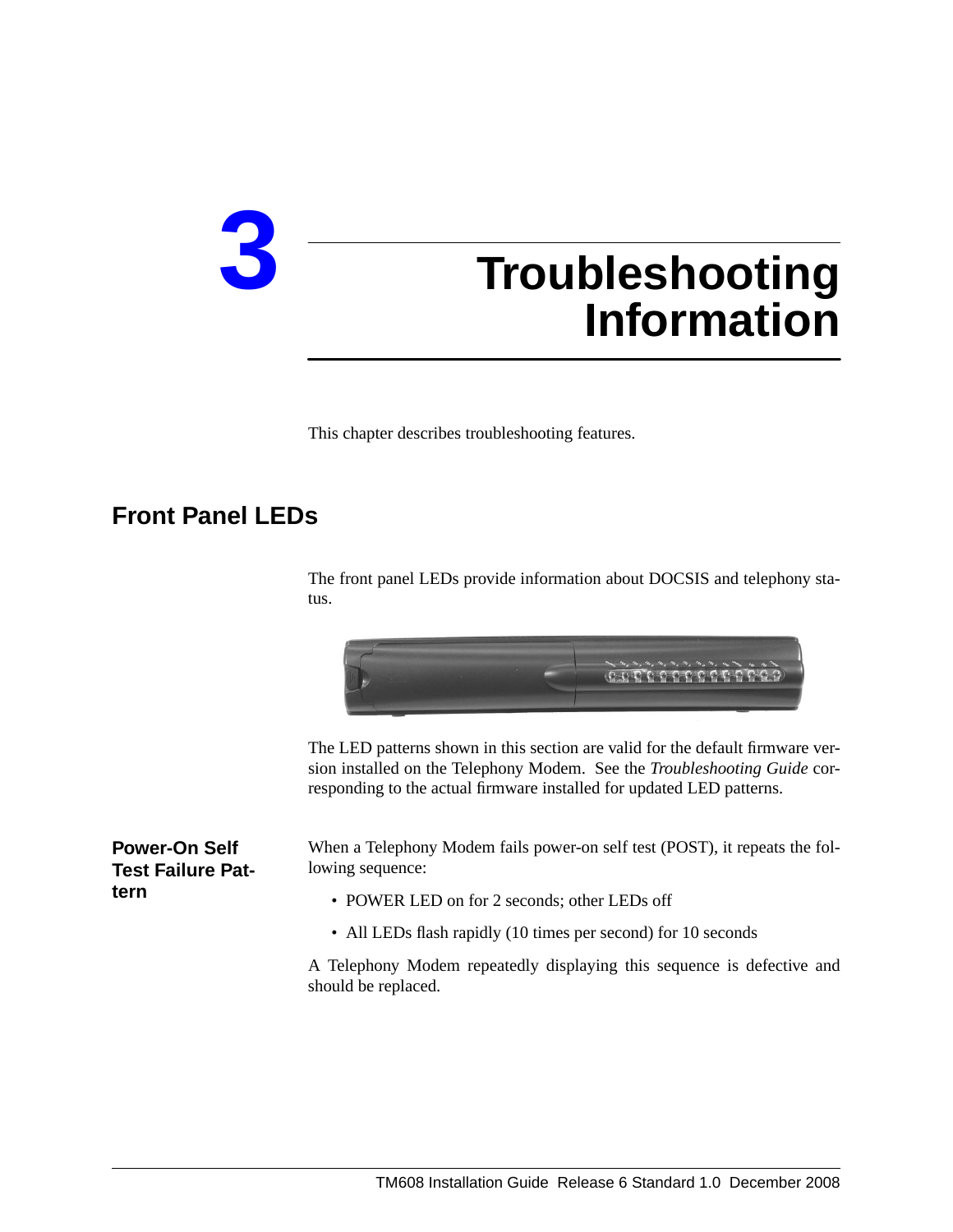# 3 Troubleshooting Information

This chapter describes troubleshooting features.

## Front Panel LEDs

The front panel LEDs provide information about DOCSIS and telephony status.

The LED patterns shown in this section are valid for the default firmware version installed on the Telephony Modem. See the *Troubleshooting Guide* corresponding to the actual firmware installed for updated LED patterns.

### Power-On Self Test Failure Pattern

When a Telephony Modem fails power-on self test (POST), it repeats the following sequence:

- POWER LED on for 2 seconds; other LEDs off
- All LEDs flash rapidly (10 times per second) for 10 seconds

A Telephony Modem repeatedly displaying this sequence is defective and should be replaced.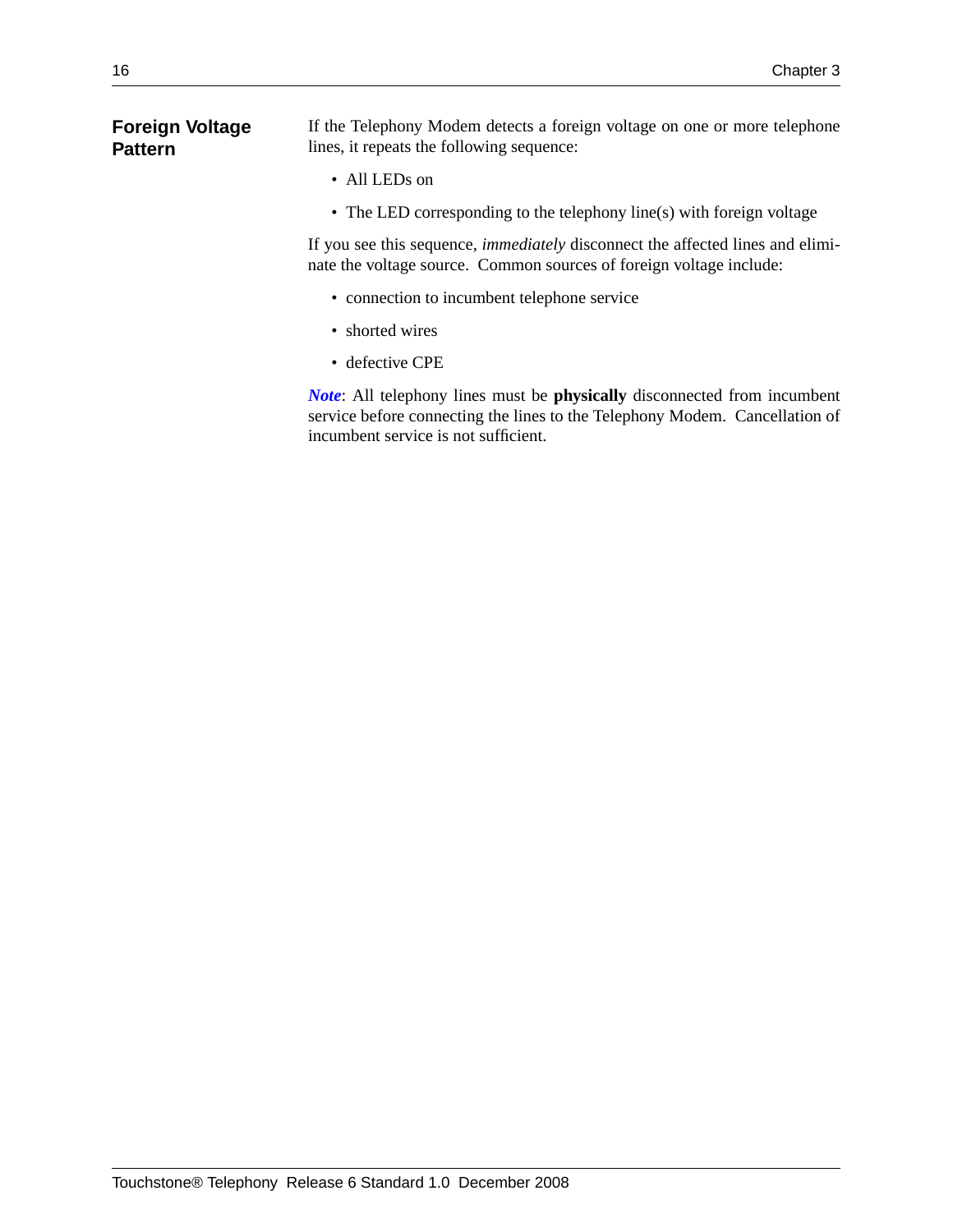## Foreign Voltage Pattern

If the Telephony Modem detects a foreign voltage on one or more telephone lines, it repeats the following sequence:

- All LEDs on
- The LED corresponding to the telephony line(s) with foreign voltage

If you see this sequence, *immediately* disconnect the affected lines and eliminate the voltage source. Common sources of foreign voltage include:

- connection to incumbent telephone service
- shorted wires
- defective CPE

***Note***: All telephony lines must be **physically** disconnected from incumbent service before connecting the lines to the Telephony Modem. Cancellation of incumbent service is not sufficient.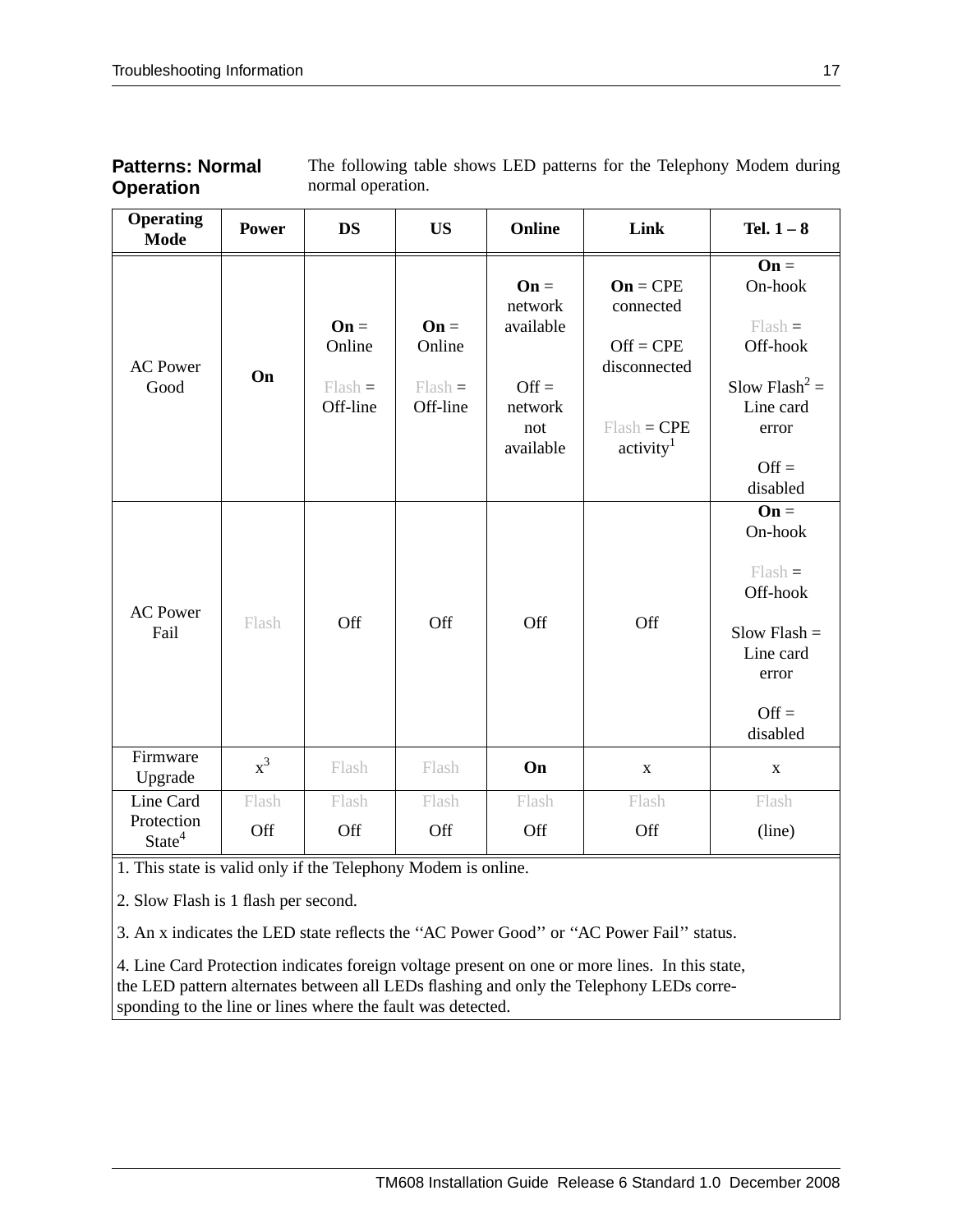## Patterns: Normal Operation

The following table shows LED patterns for the Telephony Modem during normal operation.

| Operating Mode | Power | DS | US | Online | Link | Tel. 1 – 8 |
|---|---|---|---|---|---|---|
| AC Power Good | **On** | **On** = Online<br><br>Flash = Off-line | **On** = Online<br><br>Flash = Off-line | **On** = network available<br><br>Off = network not available | **On** = CPE connected<br><br>Off = CPE disconnected<br><br>Flash = CPE activity[1] | **On** = On-hook<br><br>Flash = Off-hook<br><br>Slow Flash[2] = Line card error<br><br>Off = disabled |
| AC Power Fail | Flash | Off | Off | Off | Off | **On** = On-hook<br><br>Flash = Off-hook<br><br>Slow Flash = Line card error<br><br>Off = disabled |
| Firmware Upgrade | x[3] | Flash | Flash | **On** | x | x |
| Line Card Protection State[4] | Flash<br>Off | Flash<br>Off | Flash<br>Off | Flash<br>Off | Flash<br>Off | Flash<br>(line) |

1. This state is valid only if the Telephony Modem is online.

2. Slow Flash is 1 flash per second.

3. An x indicates the LED state reflects the ‘‘AC Power Good’’ or ‘‘AC Power Fail’’ status.

4. Line Card Protection indicates foreign voltage present on one or more lines. In this state, the LED pattern alternates between all LEDs flashing and only the Telephony LEDs corresponding to the line or lines where the fault was detected.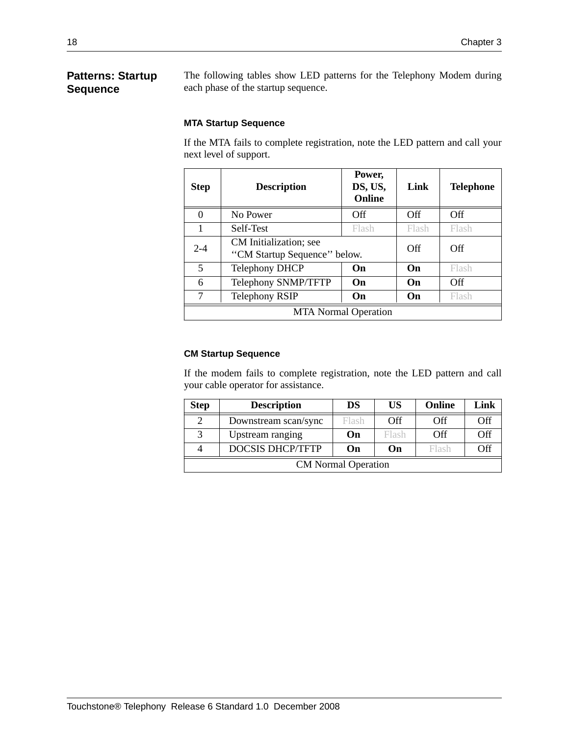## Patterns: Startup Sequence

The following tables show LED patterns for the Telephony Modem during each phase of the startup sequence.

### MTA Startup Sequence

If the MTA fails to complete registration, note the LED pattern and call your next level of support.

| Step | Description | Power, DS, US, Online | Link | Telephone |
|---|---|---|---|---|
| 0 | No Power | Off | Off | Off |
| 1 | Self-Test | Flash | Flash | Flash |
| 2-4 | CM Initialization; see ‘‘CM Startup Sequence’’ below. | | Off | Off |
| 5 | Telephony DHCP | **On** | **On** | Flash |
| 6 | Telephony SNMP/TFTP | **On** | **On** | Off |
| 7 | Telephony RSIP | **On** | **On** | Flash |
| MTA Normal Operation | | | | |

### CM Startup Sequence

If the modem fails to complete registration, note the LED pattern and call your cable operator for assistance.

| Step | Description | DS | US | Online | Link |
|---|---|---|---|---|---|
| 2 | Downstream scan/sync | Flash | Off | Off | Off |
| 3 | Upstream ranging | **On** | Flash | Off | Off |
| 4 | DOCSIS DHCP/TFTP | **On** | **On** | Flash | Off |
| CM Normal Operation | | | | | |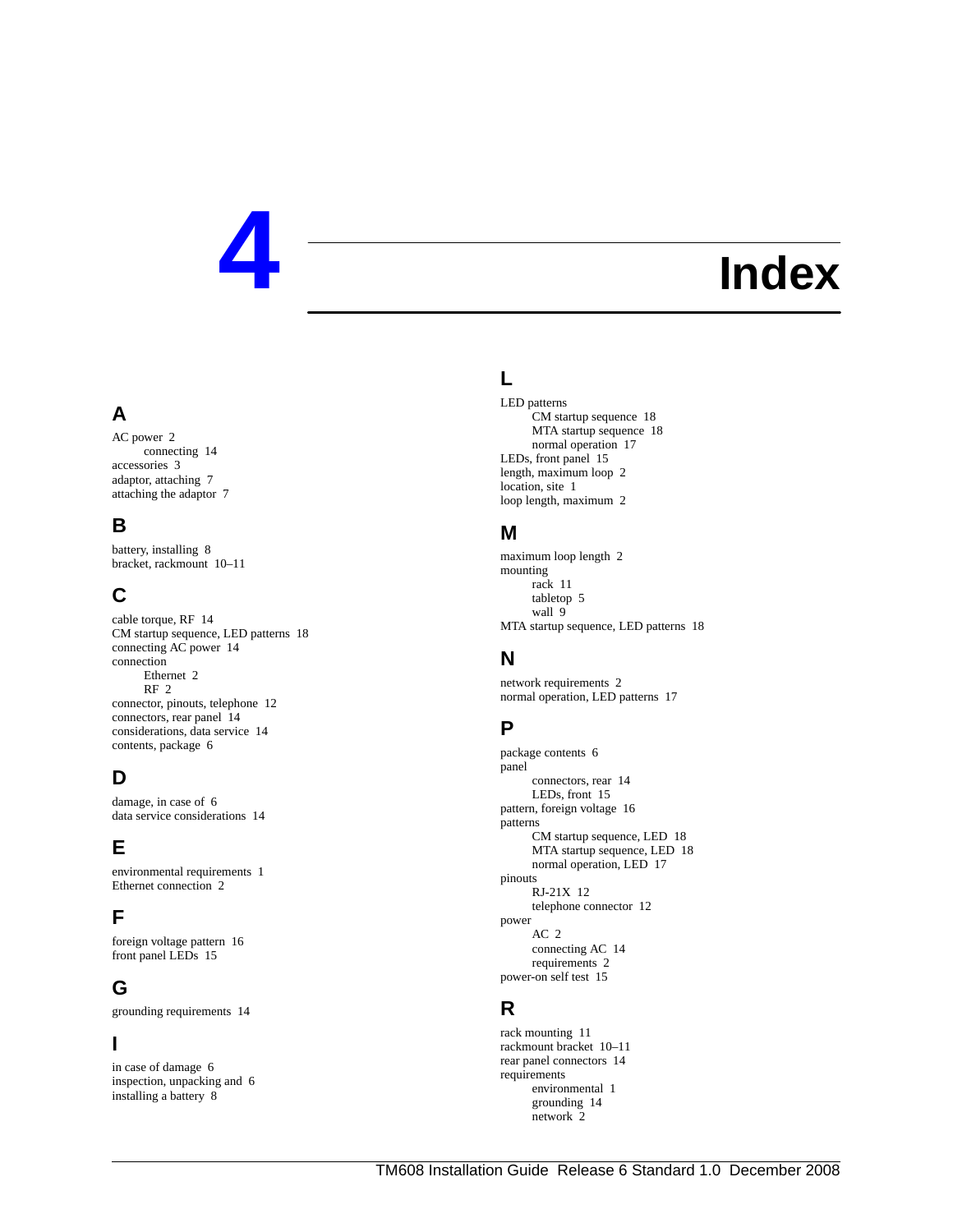# 4 Index

## A

AC power 2
- connecting 14

accessories 3
adaptor, attaching 7
attaching the adaptor 7

## B

battery, installing 8
bracket, rackmount 10–11

## C

cable torque, RF 14
CM startup sequence, LED patterns 18
connecting AC power 14
connection
- Ethernet 2
- RF 2

connector, pinouts, telephone 12
connectors, rear panel 14
considerations, data service 14
contents, package 6

## D

damage, in case of 6
data service considerations 14

## E

environmental requirements 1
Ethernet connection 2

## F

foreign voltage pattern 16
front panel LEDs 15

## G

grounding requirements 14

## I

in case of damage 6
inspection, unpacking and 6
installing a battery 8

## L

LED patterns
- CM startup sequence 18
- MTA startup sequence 18
- normal operation 17

LEDs, front panel 15
length, maximum loop 2
location, site 1
loop length, maximum 2

## M

maximum loop length 2
mounting
- rack 11
- tabletop 5
- wall 9

MTA startup sequence, LED patterns 18

## N

network requirements 2
normal operation, LED patterns 17

## P

package contents 6
panel
- connectors, rear 14
- LEDs, front 15

pattern, foreign voltage 16
patterns
- CM startup sequence, LED 18
- MTA startup sequence, LED 18
- normal operation, LED 17

pinouts
- RJ-21X 12
- telephone connector 12

power
- AC 2
- connecting AC 14
- requirements 2

power-on self test 15

## R

rack mounting 11
rackmount bracket 10–11
rear panel connectors 14
requirements
- environmental 1
- grounding 14
- network 2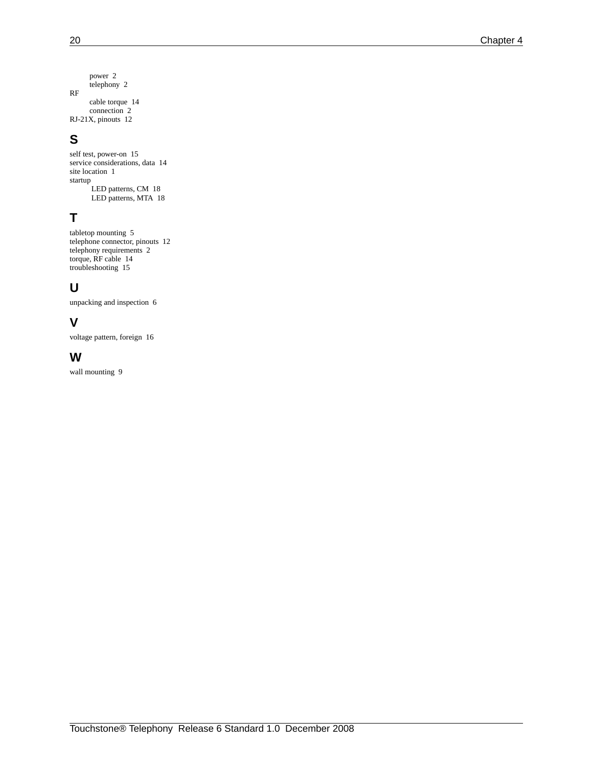power 2
telephony 2

RF
- cable torque 14
- connection 2

RJ-21X, pinouts 12

## S

self test, power-on 15
service considerations, data 14
site location 1
startup
- LED patterns, CM 18
- LED patterns, MTA 18

## T

tabletop mounting 5
telephone connector, pinouts 12
telephony requirements 2
torque, RF cable 14
troubleshooting 15

## U

unpacking and inspection 6

## V

voltage pattern, foreign 16

## W

wall mounting 9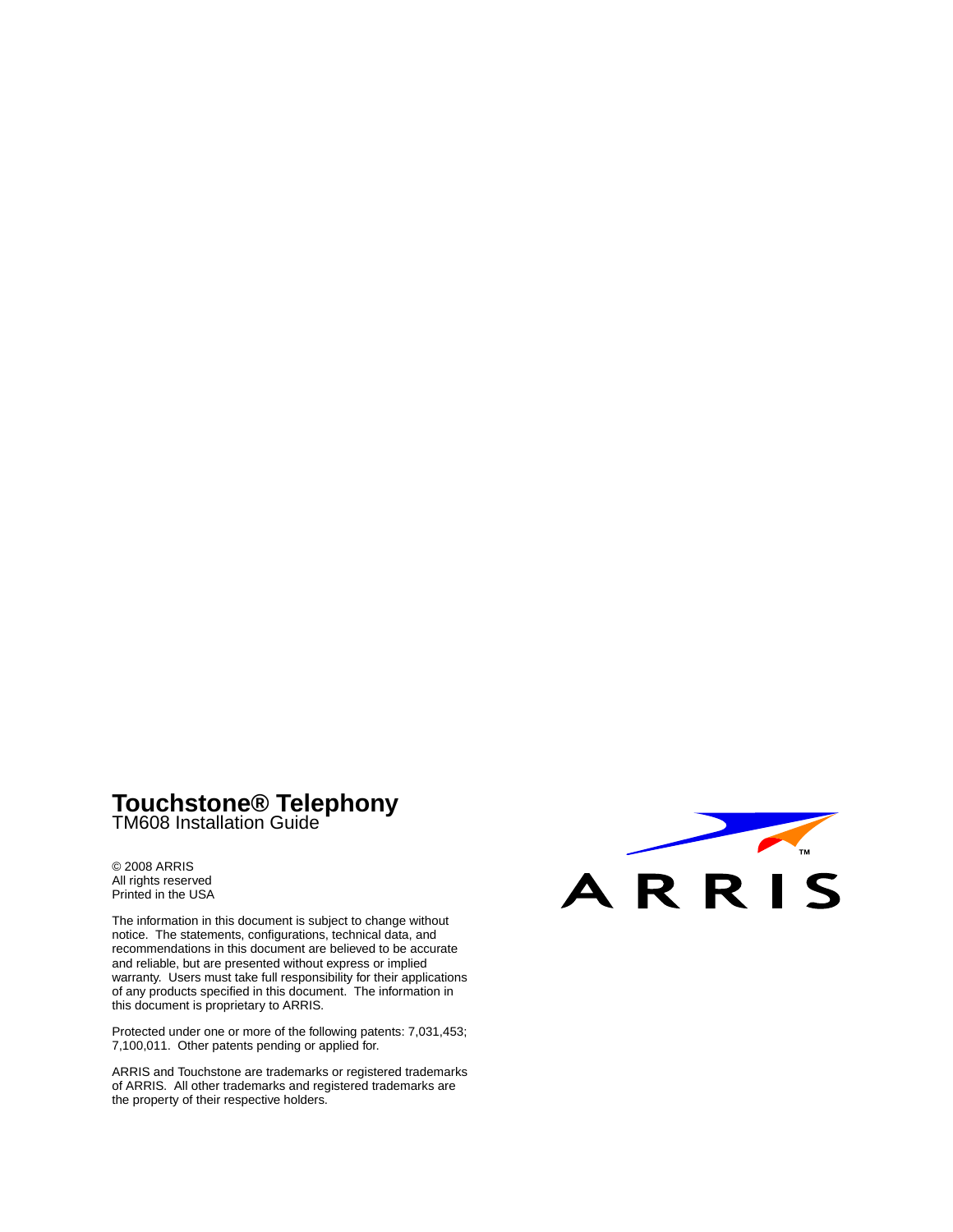**Touchstone® Telephony**
TM608 Installation Guide

© 2008 ARRIS
All rights reserved
Printed in the USA

The information in this document is subject to change without notice. The statements, configurations, technical data, and recommendations in this document are believed to be accurate and reliable, but are presented without express or implied warranty. Users must take full responsibility for their applications of any products specified in this document. The information in this document is proprietary to ARRIS.

Protected under one or more of the following patents: 7,031,453; 7,100,011. Other patents pending or applied for.

ARRIS and Touchstone are trademarks or registered trademarks of ARRIS. All other trademarks and registered trademarks are the property of their respective holders.

ARRIS™